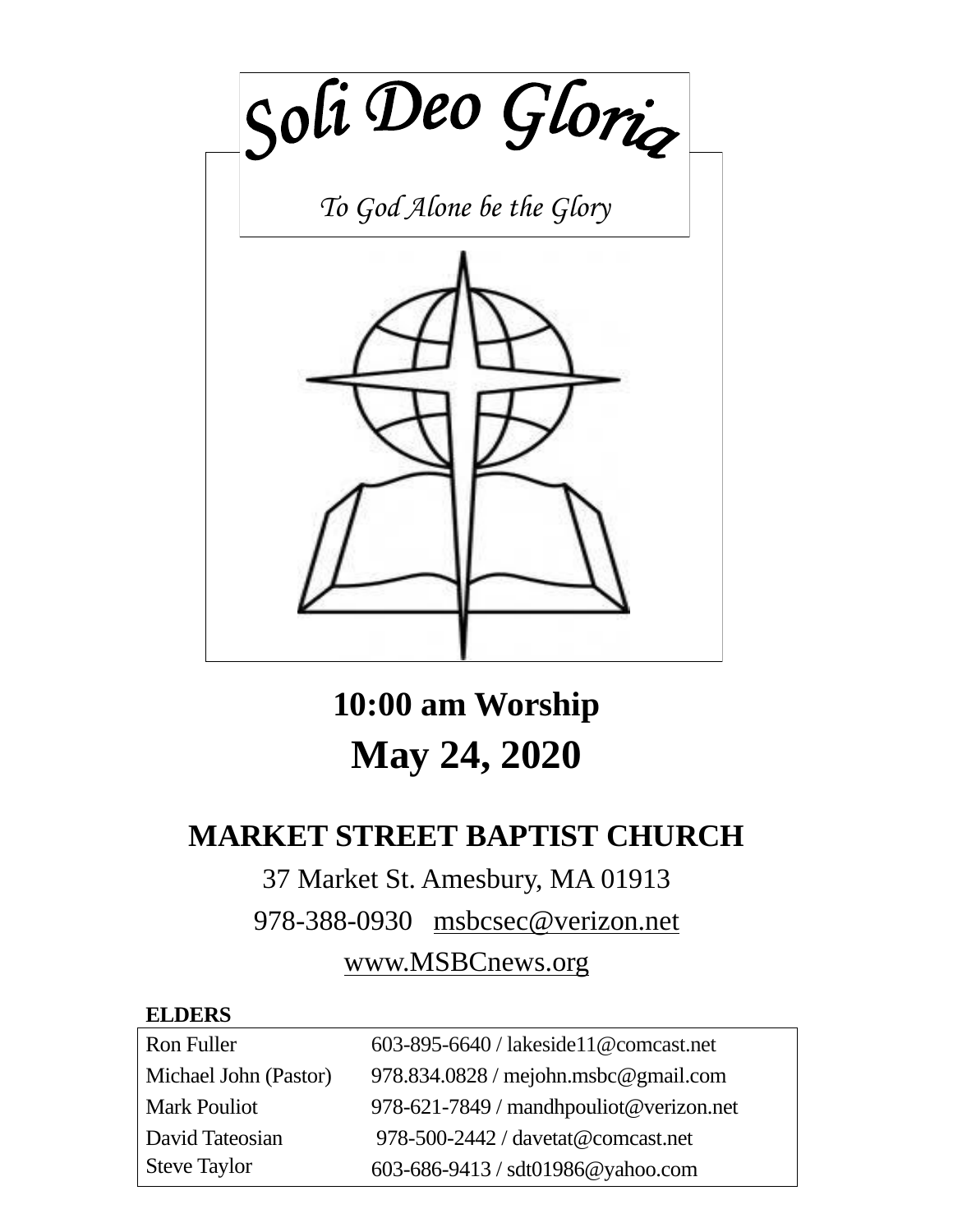# *Soli Deo Gloria*

*To God Alone be the Glory*

## 10:00 am Worship

## May 24, 2020

## MARKET STREET BAPTIST CHURCH

37 Market St. Amesbury, MA 01913

978-388-0930 msbcsec@verizon.net

www.MSBCnews.org

**ELDERS**

| | |
|---|---|
| Ron Fuller | 603-895-6640 / lakeside11@comcast.net |
| Michael John (Pastor) | 978.834.0828 / mejohn.msbc@gmail.com |
| Mark Pouliot | 978-621-7849 / mandhpouliot@verizon.net |
| David Tateosian | 978-500-2442 / davetat@comcast.net |
| Steve Taylor | 603-686-9413 / sdt01986@yahoo.com |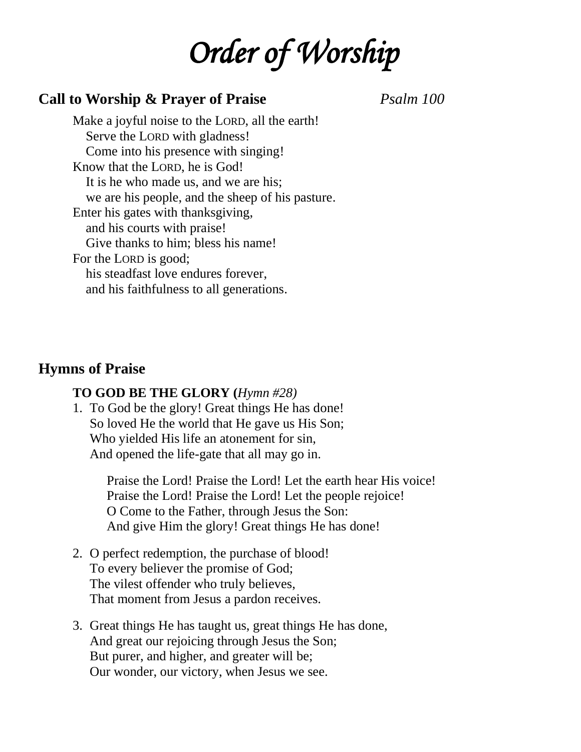# *Order of Worship*

## Call to Worship & Prayer of Praise *Psalm 100*

Make a joyful noise to the LORD, all the earth!
  Serve the LORD with gladness!
  Come into his presence with singing!
Know that the LORD, he is God!
  It is he who made us, and we are his;
  we are his people, and the sheep of his pasture.
Enter his gates with thanksgiving,
  and his courts with praise!
  Give thanks to him; bless his name!
For the LORD is good;
  his steadfast love endures forever,
  and his faithfulness to all generations.

## Hymns of Praise

**TO GOD BE THE GLORY (***Hymn #28)*

1. To God be the glory! Great things He has done!
   So loved He the world that He gave us His Son;
   Who yielded His life an atonement for sin,
   And opened the life-gate that all may go in.

   Praise the Lord! Praise the Lord! Let the earth hear His voice!
   Praise the Lord! Praise the Lord! Let the people rejoice!
   O Come to the Father, through Jesus the Son:
   And give Him the glory! Great things He has done!

2. O perfect redemption, the purchase of blood!
   To every believer the promise of God;
   The vilest offender who truly believes,
   That moment from Jesus a pardon receives.

3. Great things He has taught us, great things He has done,
   And great our rejoicing through Jesus the Son;
   But purer, and higher, and greater will be;
   Our wonder, our victory, when Jesus we see.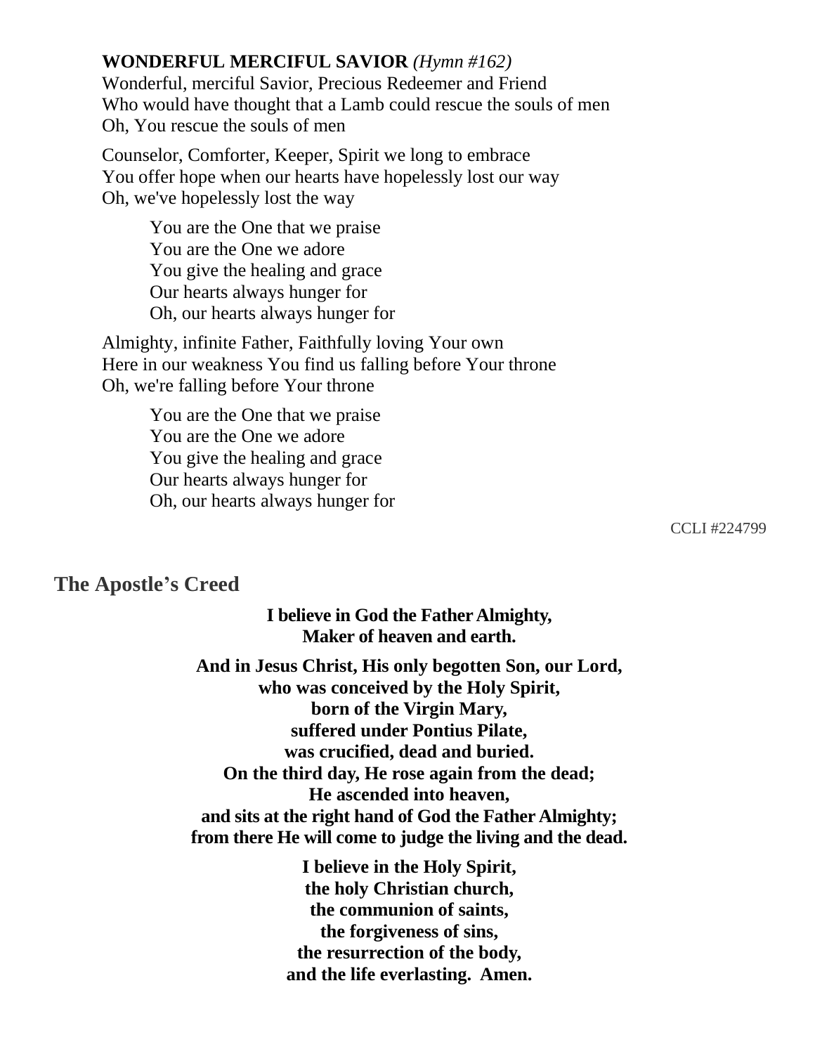**WONDERFUL MERCIFUL SAVIOR** *(Hymn #162)*
Wonderful, merciful Savior, Precious Redeemer and Friend
Who would have thought that a Lamb could rescue the souls of men
Oh, You rescue the souls of men

Counselor, Comforter, Keeper, Spirit we long to embrace
You offer hope when our hearts have hopelessly lost our way
Oh, we've hopelessly lost the way

> You are the One that we praise
> You are the One we adore
> You give the healing and grace
> Our hearts always hunger for
> Oh, our hearts always hunger for

Almighty, infinite Father, Faithfully loving Your own
Here in our weakness You find us falling before Your throne
Oh, we're falling before Your throne

> You are the One that we praise
> You are the One we adore
> You give the healing and grace
> Our hearts always hunger for
> Oh, our hearts always hunger for

CCLI #224799

## The Apostle's Creed

**I believe in God the Father Almighty,**
**Maker of heaven and earth.**

**And in Jesus Christ, His only begotten Son, our Lord,**
**who was conceived by the Holy Spirit,**
**born of the Virgin Mary,**
**suffered under Pontius Pilate,**
**was crucified, dead and buried.**
**On the third day, He rose again from the dead;**
**He ascended into heaven,**
**and sits at the right hand of God the Father Almighty;**
**from there He will come to judge the living and the dead.**

**I believe in the Holy Spirit,**
**the holy Christian church,**
**the communion of saints,**
**the forgiveness of sins,**
**the resurrection of the body,**
**and the life everlasting. Amen.**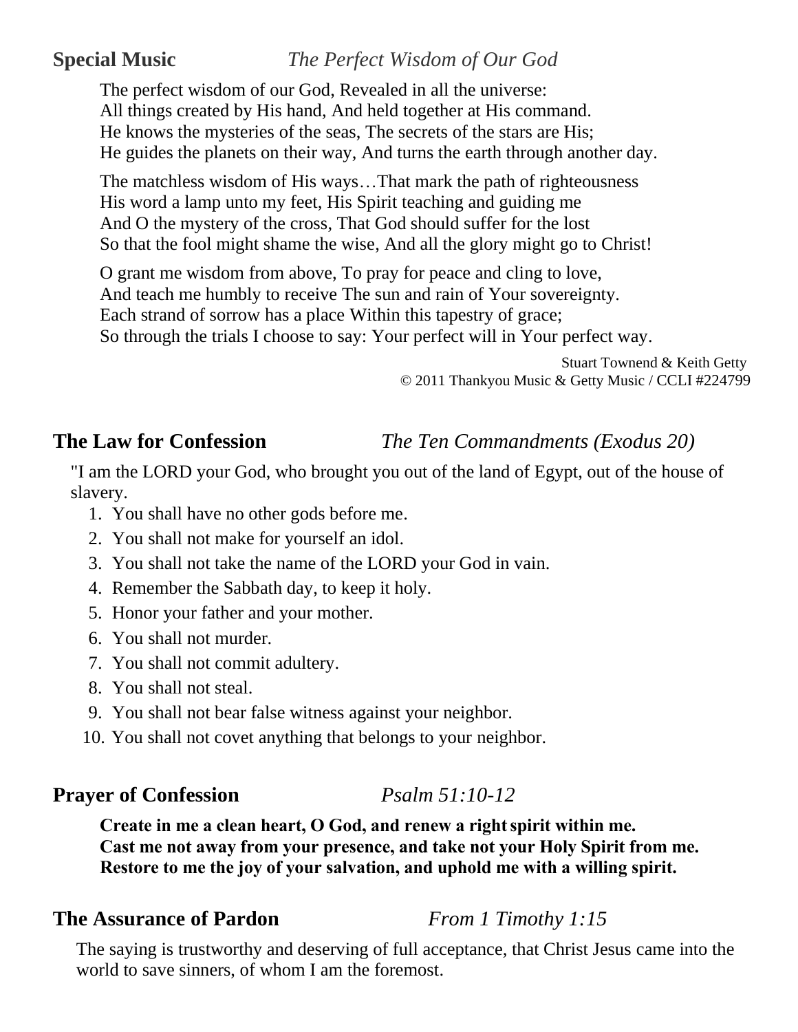## **Special Music** *The Perfect Wisdom of Our God*

The perfect wisdom of our God, Revealed in all the universe:
All things created by His hand, And held together at His command.
He knows the mysteries of the seas, The secrets of the stars are His;
He guides the planets on their way, And turns the earth through another day.

The matchless wisdom of His ways…That mark the path of righteousness
His word a lamp unto my feet, His Spirit teaching and guiding me
And O the mystery of the cross, That God should suffer for the lost
So that the fool might shame the wise, And all the glory might go to Christ!

O grant me wisdom from above, To pray for peace and cling to love,
And teach me humbly to receive The sun and rain of Your sovereignty.
Each strand of sorrow has a place Within this tapestry of grace;
So through the trials I choose to say: Your perfect will in Your perfect way.

Stuart Townend & Keith Getty
© 2011 Thankyou Music & Getty Music / CCLI #224799

## **The Law for Confession** *The Ten Commandments (Exodus 20)*

"I am the LORD your God, who brought you out of the land of Egypt, out of the house of slavery.

1. You shall have no other gods before me.
2. You shall not make for yourself an idol.
3. You shall not take the name of the LORD your God in vain.
4. Remember the Sabbath day, to keep it holy.
5. Honor your father and your mother.
6. You shall not murder.
7. You shall not commit adultery.
8. You shall not steal.
9. You shall not bear false witness against your neighbor.
10. You shall not covet anything that belongs to your neighbor.

## **Prayer of Confession** *Psalm 51:10-12*

**Create in me a clean heart, O God, and renew a right spirit within me.**
**Cast me not away from your presence, and take not your Holy Spirit from me.**
**Restore to me the joy of your salvation, and uphold me with a willing spirit.**

## **The Assurance of Pardon** *From 1 Timothy 1:15*

The saying is trustworthy and deserving of full acceptance, that Christ Jesus came into the world to save sinners, of whom I am the foremost.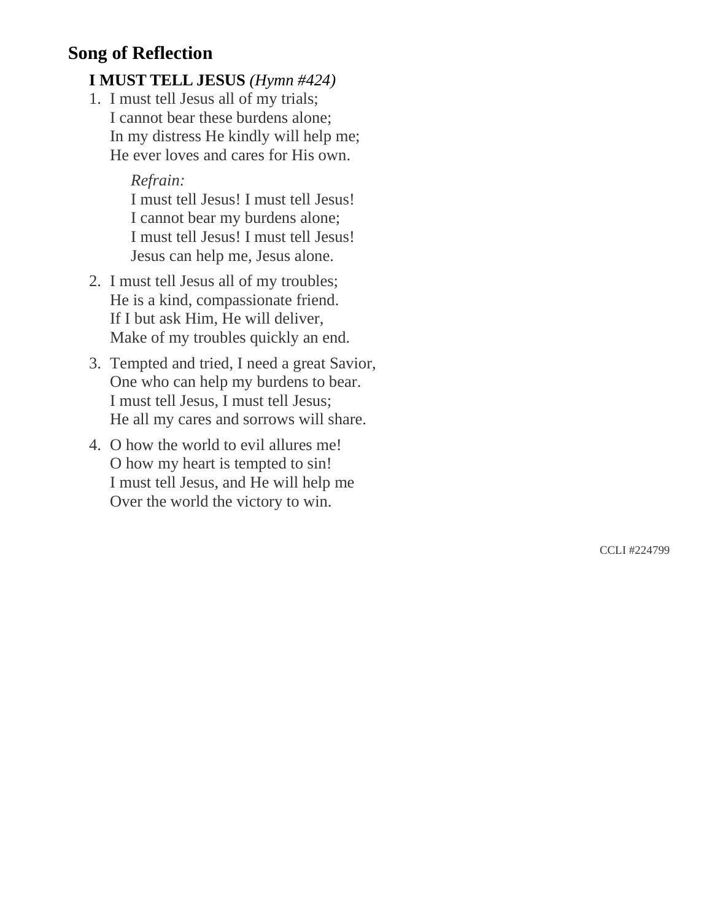## Song of Reflection

**I MUST TELL JESUS** *(Hymn #424)*

1. I must tell Jesus all of my trials;
   I cannot bear these burdens alone;
   In my distress He kindly will help me;
   He ever loves and cares for His own.

   *Refrain:*
   I must tell Jesus! I must tell Jesus!
   I cannot bear my burdens alone;
   I must tell Jesus! I must tell Jesus!
   Jesus can help me, Jesus alone.

2. I must tell Jesus all of my troubles;
   He is a kind, compassionate friend.
   If I but ask Him, He will deliver,
   Make of my troubles quickly an end.

3. Tempted and tried, I need a great Savior,
   One who can help my burdens to bear.
   I must tell Jesus, I must tell Jesus;
   He all my cares and sorrows will share.

4. O how the world to evil allures me!
   O how my heart is tempted to sin!
   I must tell Jesus, and He will help me
   Over the world the victory to win.

CCLI #224799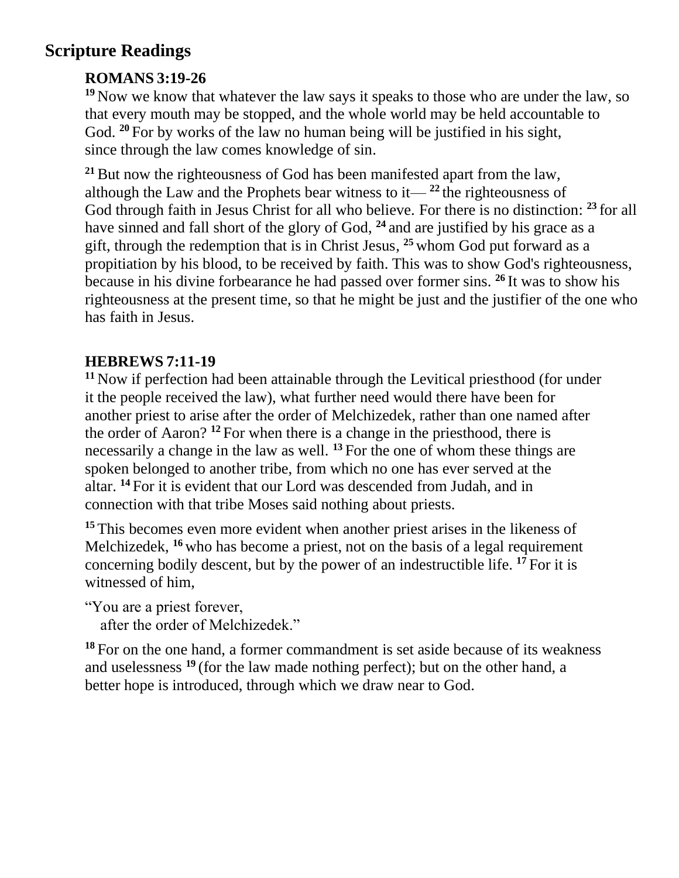## Scripture Readings

### ROMANS 3:19-26

[19] Now we know that whatever the law says it speaks to those who are under the law, so that every mouth may be stopped, and the whole world may be held accountable to God. [20] For by works of the law no human being will be justified in his sight, since through the law comes knowledge of sin.

[21] But now the righteousness of God has been manifested apart from the law, although the Law and the Prophets bear witness to it— [22] the righteousness of God through faith in Jesus Christ for all who believe. For there is no distinction: [23] for all have sinned and fall short of the glory of God, [24] and are justified by his grace as a gift, through the redemption that is in Christ Jesus, [25] whom God put forward as a propitiation by his blood, to be received by faith. This was to show God's righteousness, because in his divine forbearance he had passed over former sins. [26] It was to show his righteousness at the present time, so that he might be just and the justifier of the one who has faith in Jesus.

### HEBREWS 7:11-19

[11] Now if perfection had been attainable through the Levitical priesthood (for under it the people received the law), what further need would there have been for another priest to arise after the order of Melchizedek, rather than one named after the order of Aaron? [12] For when there is a change in the priesthood, there is necessarily a change in the law as well. [13] For the one of whom these things are spoken belonged to another tribe, from which no one has ever served at the altar. [14] For it is evident that our Lord was descended from Judah, and in connection with that tribe Moses said nothing about priests.

[15] This becomes even more evident when another priest arises in the likeness of Melchizedek, [16] who has become a priest, not on the basis of a legal requirement concerning bodily descent, but by the power of an indestructible life. [17] For it is witnessed of him,

"You are a priest forever,
after the order of Melchizedek."

[18] For on the one hand, a former commandment is set aside because of its weakness and uselessness [19] (for the law made nothing perfect); but on the other hand, a better hope is introduced, through which we draw near to God.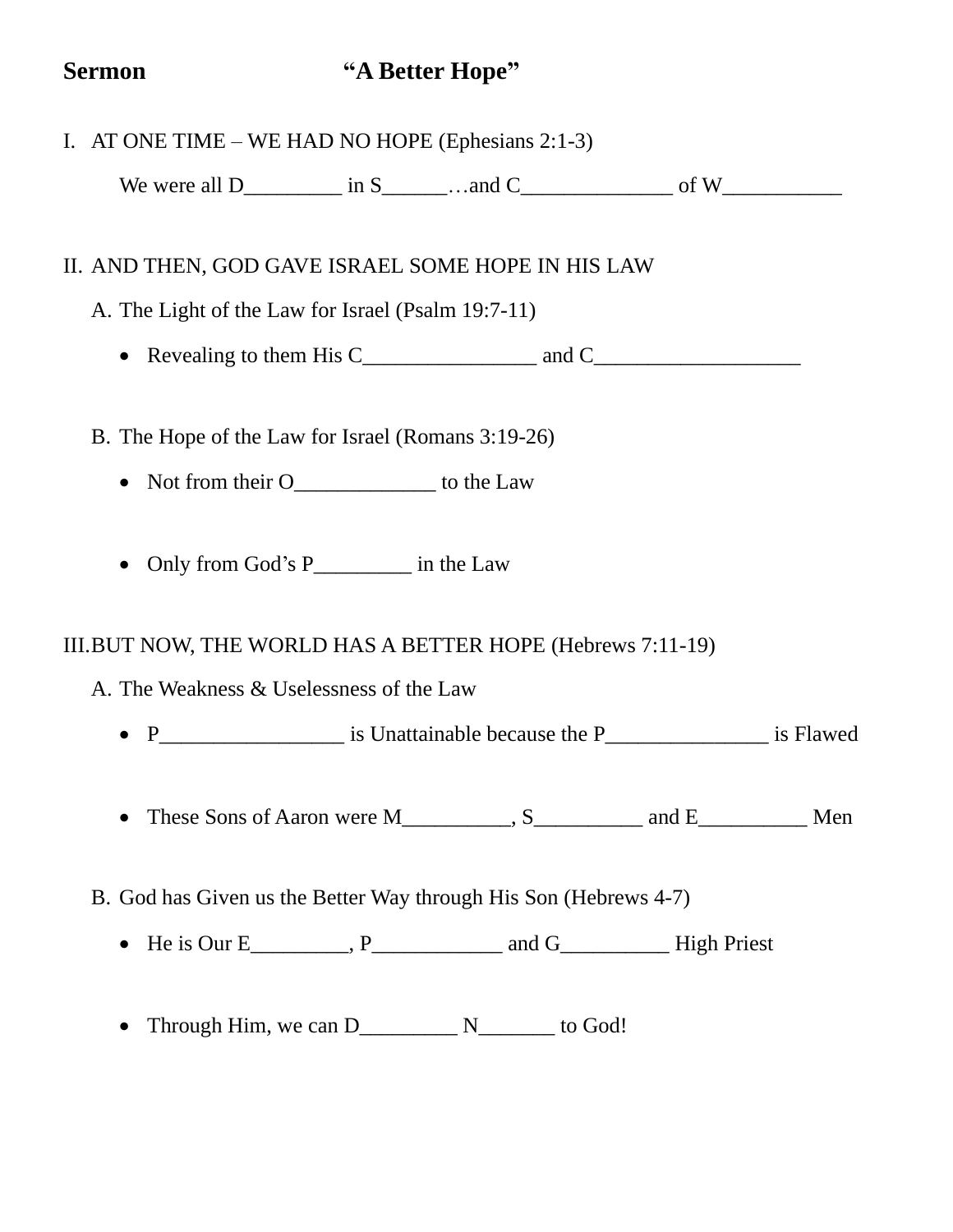**Sermon** **"A Better Hope"**

I. AT ONE TIME – WE HAD NO HOPE (Ephesians 2:1-3)

We were all D_________ in S______…and C______________ of W___________

II. AND THEN, GOD GAVE ISRAEL SOME HOPE IN HIS LAW

A. The Light of the Law for Israel (Psalm 19:7-11)

- Revealing to them His C________________ and C___________________

B. The Hope of the Law for Israel (Romans 3:19-26)

- Not from their O_____________ to the Law

- Only from God's P_________ in the Law

III. BUT NOW, THE WORLD HAS A BETTER HOPE (Hebrews 7:11-19)

A. The Weakness & Uselessness of the Law

- P_________________ is Unattainable because the P_______________ is Flawed

- These Sons of Aaron were M__________, S__________ and E__________ Men

B. God has Given us the Better Way through His Son (Hebrews 4-7)

- He is Our E_________, P____________ and G__________ High Priest

- Through Him, we can D_________ N_______ to God!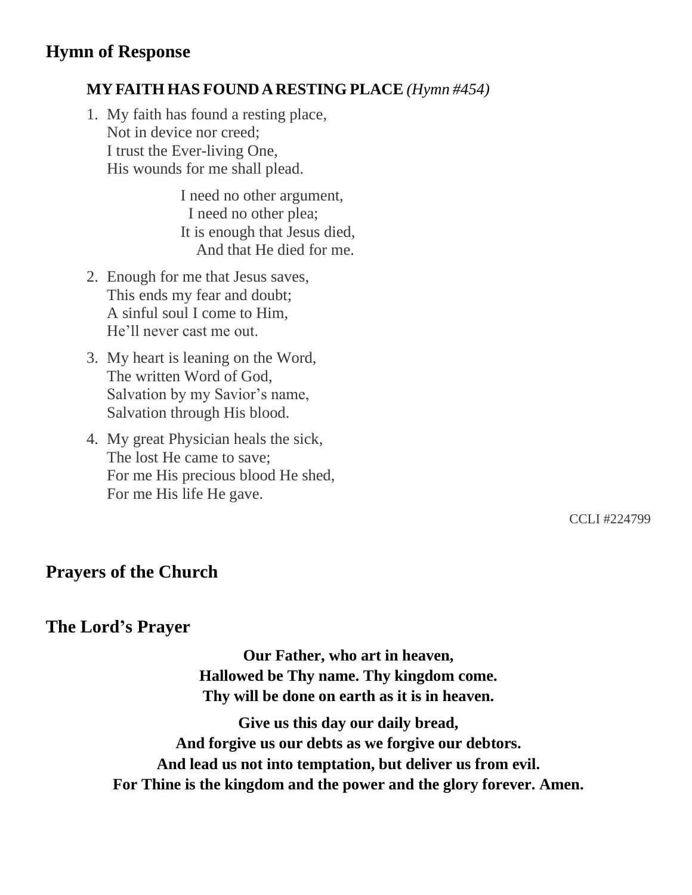## Hymn of Response

**MY FAITH HAS FOUND A RESTING PLACE** *(Hymn #454)*

1. My faith has found a resting place,
   Not in device nor creed;
   I trust the Ever-living One,
   His wounds for me shall plead.

   I need no other argument,
   I need no other plea;
   It is enough that Jesus died,
   And that He died for me.

2. Enough for me that Jesus saves,
   This ends my fear and doubt;
   A sinful soul I come to Him,
   He'll never cast me out.

3. My heart is leaning on the Word,
   The written Word of God,
   Salvation by my Savior's name,
   Salvation through His blood.

4. My great Physician heals the sick,
   The lost He came to save;
   For me His precious blood He shed,
   For me His life He gave.

CCLI #224799

## Prayers of the Church

## The Lord's Prayer

**Our Father, who art in heaven,**
**Hallowed be Thy name. Thy kingdom come.**
**Thy will be done on earth as it is in heaven.**

**Give us this day our daily bread,**
**And forgive us our debts as we forgive our debtors.**
**And lead us not into temptation, but deliver us from evil.**
**For Thine is the kingdom and the power and the glory forever. Amen.**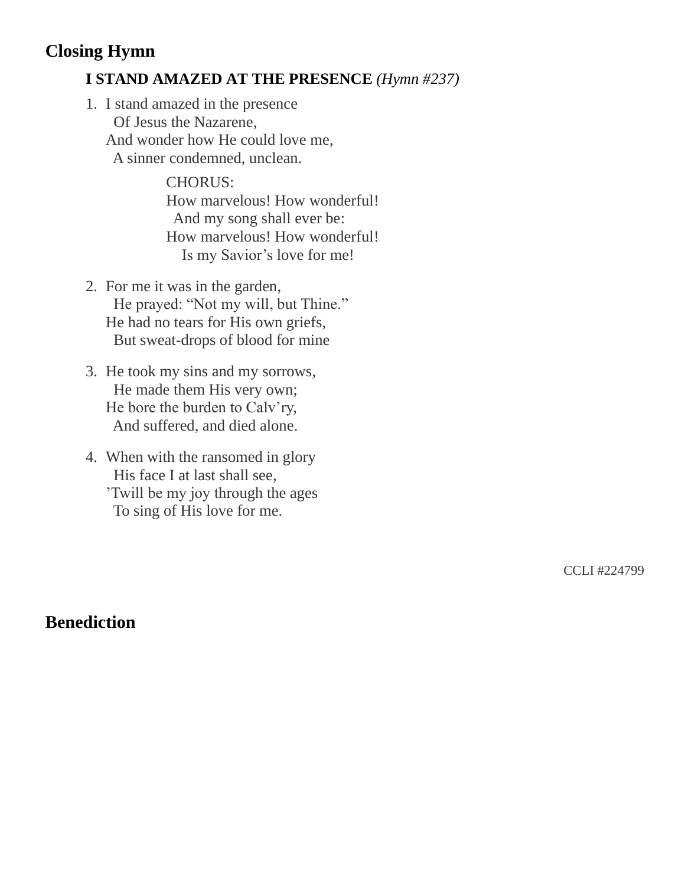## Closing Hymn

**I STAND AMAZED AT THE PRESENCE** *(Hymn #237)*

1. I stand amazed in the presence
   Of Jesus the Nazarene,
   And wonder how He could love me,
   A sinner condemned, unclean.

   CHORUS:
   How marvelous! How wonderful!
   And my song shall ever be:
   How marvelous! How wonderful!
   Is my Savior's love for me!

2. For me it was in the garden,
   He prayed: "Not my will, but Thine."
   He had no tears for His own griefs,
   But sweat-drops of blood for mine

3. He took my sins and my sorrows,
   He made them His very own;
   He bore the burden to Calv'ry,
   And suffered, and died alone.

4. When with the ransomed in glory
   His face I at last shall see,
   'Twill be my joy through the ages
   To sing of His love for me.

CCLI #224799

## Benediction